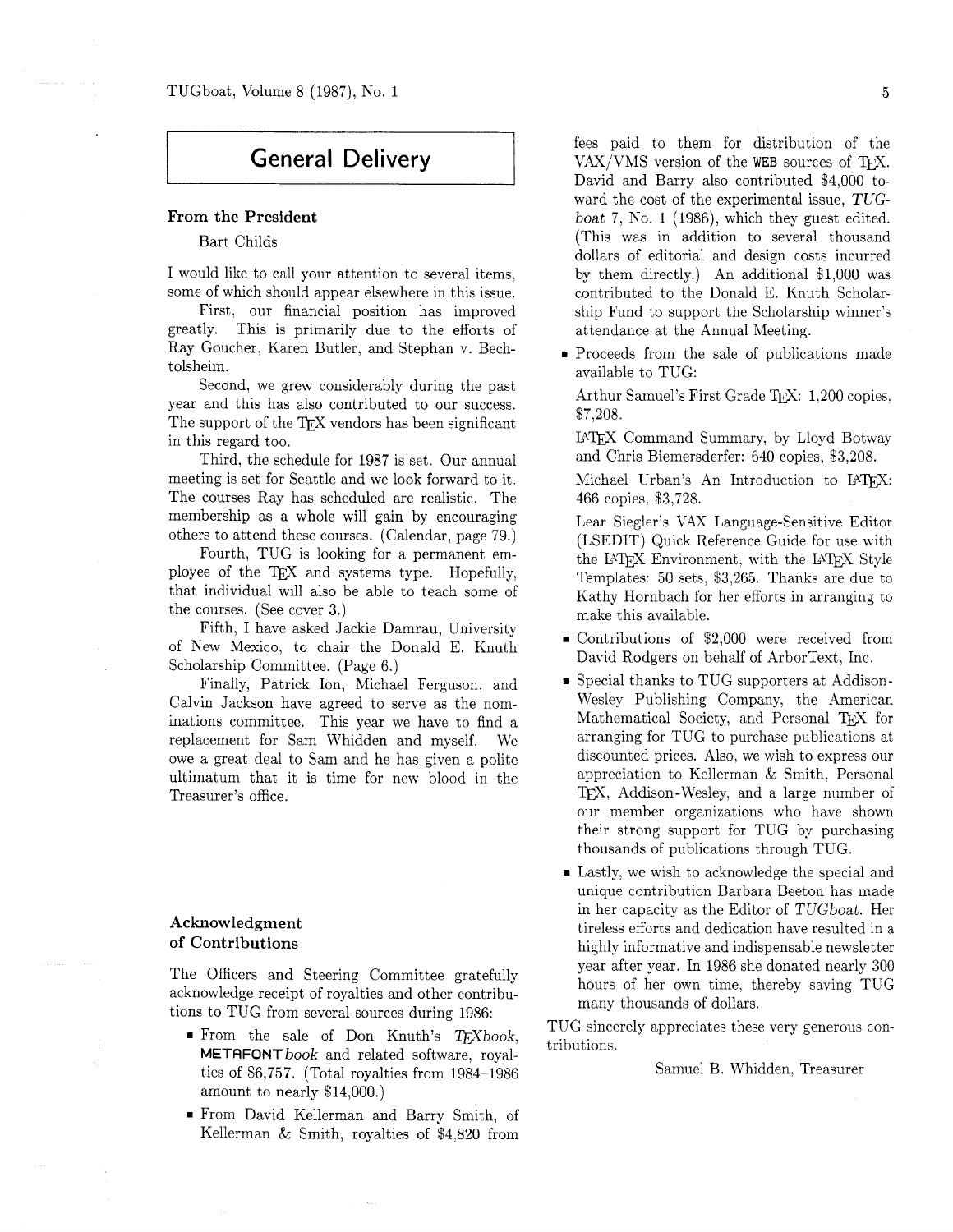# General Delivery

## From the President

Bart Childs

I would like to call your attention to several items, some of which should appear elsewhere in this issue.

First, our financial position has improved greatly. This is primarily due to the efforts of Ray Goucher, Karen Butler, and Stephan v. Bechtolsheim.

Second, we grew considerably during the past year and this has also contributed to our success. The support of the TeX vendors has been significant in this regard too.

Third, the schedule for 1987 is set. Our annual meeting is set for Seattle and we look forward to it. The courses Ray has scheduled are realistic. The membership as a whole will gain by encouraging others to attend these courses. (Calendar, page 79.)

Fourth, TUG is looking for a permanent employee of the TeX and systems type. Hopefully, that individual will also be able to teach some of the courses. (See cover 3.)

Fifth, I have asked Jackie Damrau, University of New Mexico, to chair the Donald E. Knuth Scholarship Committee. (Page 6.)

Finally, Patrick Ion, Michael Ferguson, and Calvin Jackson have agreed to serve as the nominations committee. This year we have to find a replacement for Sam Whidden and myself. We owe a great deal to Sam and he has given a polite ultimatum that it is time for new blood in the Treasurer's office.

## Acknowledgment of Contributions

The Officers and Steering Committee gratefully acknowledge receipt of royalties and other contributions to TUG from several sources during 1986:

- From the sale of Don Knuth's *TeXbook*, **METAFONT***book* and related software, royalties of $6,757. (Total royalties from 1984–1986 amount to nearly $14,000.)
- From David Kellerman and Barry Smith, of Kellerman & Smith, royalties of $4,820 from fees paid to them for distribution of the VAX/VMS version of the WEB sources of TeX. David and Barry also contributed $4,000 toward the cost of the experimental issue, *TUGboat* 7, No. 1 (1986), which they guest edited. (This was in addition to several thousand dollars of editorial and design costs incurred by them directly.) An additional $1,000 was contributed to the Donald E. Knuth Scholarship Fund to support the Scholarship winner's attendance at the Annual Meeting.
- Proceeds from the sale of publications made available to TUG:

  Arthur Samuel's First Grade TeX: 1,200 copies, $7,208.

  LaTeX Command Summary, by Lloyd Botway and Chris Biemersderfer: 640 copies, $3,208.

  Michael Urban's An Introduction to LaTeX: 466 copies, $3,728.

  Lear Siegler's VAX Language-Sensitive Editor (LSEDIT) Quick Reference Guide for use with the LaTeX Environment, with the LaTeX Style Templates: 50 sets, $3,265. Thanks are due to Kathy Hornbach for her efforts in arranging to make this available.
- Contributions of $2,000 were received from David Rodgers on behalf of ArborText, Inc.
- Special thanks to TUG supporters at Addison-Wesley Publishing Company, the American Mathematical Society, and Personal TeX for arranging for TUG to purchase publications at discounted prices. Also, we wish to express our appreciation to Kellerman & Smith, Personal TeX, Addison-Wesley, and a large number of our member organizations who have shown their strong support for TUG by purchasing thousands of publications through TUG.
- Lastly, we wish to acknowledge the special and unique contribution Barbara Beeton has made in her capacity as the Editor of *TUGboat*. Her tireless efforts and dedication have resulted in a highly informative and indispensable newsletter year after year. In 1986 she donated nearly 300 hours of her own time, thereby saving TUG many thousands of dollars.

TUG sincerely appreciates these very generous contributions.

Samuel B. Whidden, Treasurer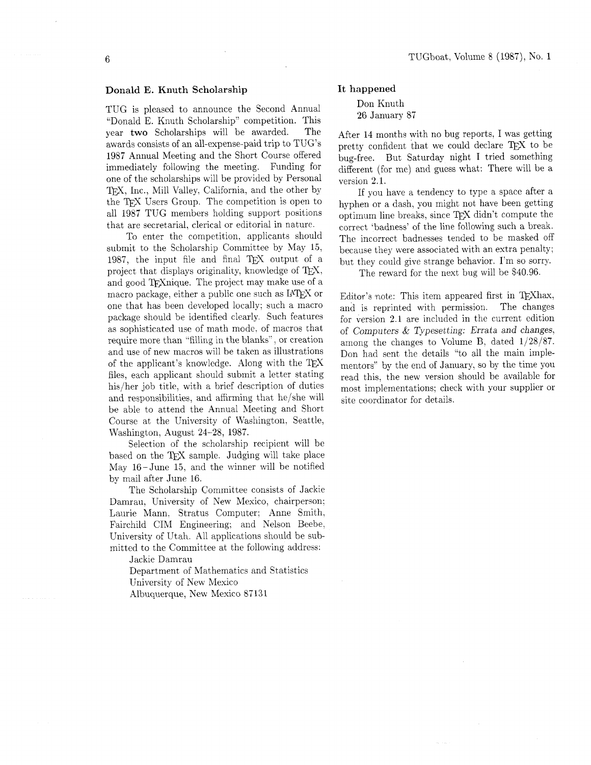## Donald E. Knuth Scholarship

TUG is pleased to announce the Second Annual "Donald E. Knuth Scholarship" competition. This year **two** Scholarships will be awarded. The awards consists of an all-expense-paid trip to TUG's 1987 Annual Meeting and the Short Course offered immediately following the meeting. Funding for one of the scholarships will be provided by Personal TEX, Inc., Mill Valley, California, and the other by the TEX Users Group. The competition is open to all 1987 TUG members holding support positions that are secretarial, clerical or editorial in nature.

To enter the competition, applicants should submit to the Scholarship Committee by May 15, 1987, the input file and final TEX output of a project that displays originality, knowledge of TEX, and good TEXnique. The project may make use of a macro package, either a public one such as LATEX or one that has been developed locally; such a macro package should be identified clearly. Such features as sophisticated use of math mode, of macros that require more than "filling in the blanks", or creation and use of new macros will be taken as illustrations of the applicant's knowledge. Along with the TEX files, each applicant should submit a letter stating his/her job title, with a brief description of duties and responsibilities, and affirming that he/she will be able to attend the Annual Meeting and Short Course at the University of Washington, Seattle, Washington, August 24–28, 1987.

Selection of the scholarship recipient will be based on the TEX sample. Judging will take place May 16 – June 15, and the winner will be notified by mail after June 16.

The Scholarship Committee consists of Jackie Damrau, University of New Mexico, chairperson; Laurie Mann, Stratus Computer; Anne Smith, Fairchild CIM Engineering; and Nelson Beebe, University of Utah. All applications should be submitted to the Committee at the following address:

Jackie Damrau
Department of Mathematics and Statistics
University of New Mexico
Albuquerque, New Mexico 87131

## It happened

Don Knuth
26 January 87

After 14 months with no bug reports, I was getting pretty confident that we could declare TEX to be bug-free. But Saturday night I tried something different (for me) and guess what: There will be a version 2.1.

If you have a tendency to type a space after a hyphen or a dash, you might not have been getting optimum line breaks, since TEX didn't compute the correct 'badness' of the line following such a break. The incorrect badnesses tended to be masked off because they were associated with an extra penalty; but they could give strange behavior. I'm so sorry.

The reward for the next bug will be $40.96.

Editor's note: This item appeared first in TEXhax, and is reprinted with permission. The changes for version 2.1 are included in the current edition of *Computers & Typesetting: Errata and changes*, among the changes to Volume B, dated 1/28/87. Don had sent the details "to all the main implementors" by the end of January, so by the time you read this, the new version should be available for most implementations; check with your supplier or site coordinator for details.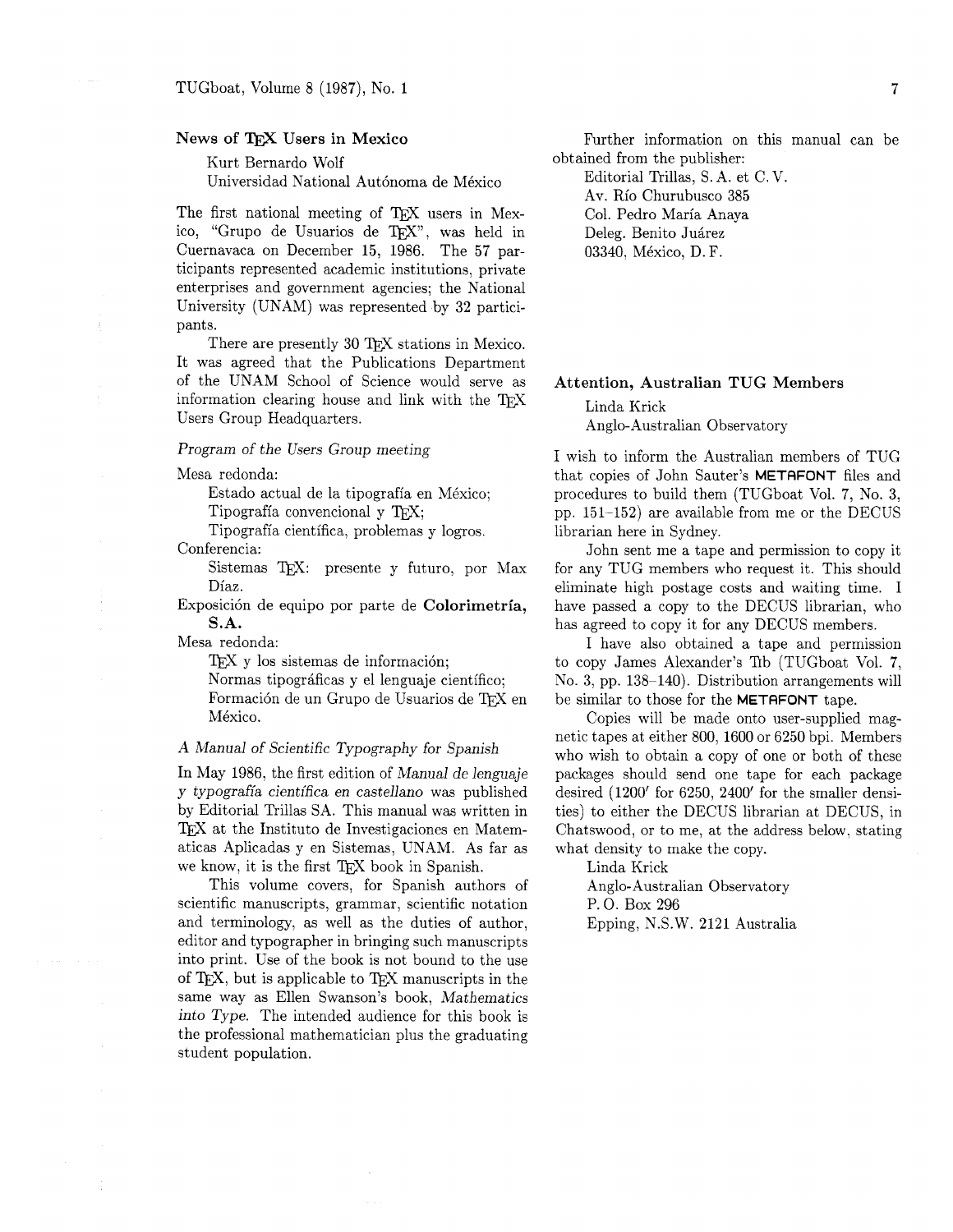## News of TeX Users in Mexico

Kurt Bernardo Wolf
Universidad National Autónoma de México

The first national meeting of TeX users in Mexico, "Grupo de Usuarios de TeX", was held in Cuernavaca on December 15, 1986. The 57 participants represented academic institutions, private enterprises and government agencies; the National University (UNAM) was represented by 32 participants.

There are presently 30 TeX stations in Mexico. It was agreed that the Publications Department of the UNAM School of Science would serve as information clearing house and link with the TeX Users Group Headquarters.

### *Program of the Users Group meeting*

Mesa redonda:

- Estado actual de la tipografía en México;
- Tipografía convencional y TeX;
- Tipografía científica, problemas y logros.

Conferencia:

- Sistemas TeX: presente y futuro, por Max Díaz.

Exposición de equipo por parte de **Colorimetría, S.A.**

Mesa redonda:

- TeX y los sistemas de información;
- Normas tipográficas y el lenguaje científico;
- Formación de un Grupo de Usuarios de TeX en México.

### *A Manual of Scientific Typography for Spanish*

In May 1986, the first edition of *Manual de lenguaje y typografía científica en castellano* was published by Editorial Trillas SA. This manual was written in TeX at the Instituto de Investigaciones en Matematicas Aplicadas y en Sistemas, UNAM. As far as we know, it is the first TeX book in Spanish.

This volume covers, for Spanish authors of scientific manuscripts, grammar, scientific notation and terminology, as well as the duties of author, editor and typographer in bringing such manuscripts into print. Use of the book is not bound to the use of TeX, but is applicable to TeX manuscripts in the same way as Ellen Swanson's book, *Mathematics into Type*. The intended audience for this book is the professional mathematician plus the graduating student population.

Further information on this manual can be obtained from the publisher:

Editorial Trillas, S. A. et C. V.
Av. Río Churubusco 385
Col. Pedro María Anaya
Deleg. Benito Juárez
03340, México, D. F.

## Attention, Australian TUG Members

Linda Krick
Anglo-Australian Observatory

I wish to inform the Australian members of TUG that copies of John Sauter's **METAFONT** files and procedures to build them (TUGboat Vol. 7, No. 3, pp. 151–152) are available from me or the DECUS librarian here in Sydney.

John sent me a tape and permission to copy it for any TUG members who request it. This should eliminate high postage costs and waiting time. I have passed a copy to the DECUS librarian, who has agreed to copy it for any DECUS members.

I have also obtained a tape and permission to copy James Alexander's Tib (TUGboat Vol. 7, No. 3, pp. 138–140). Distribution arrangements will be similar to those for the **METAFONT** tape.

Copies will be made onto user-supplied magnetic tapes at either 800, 1600 or 6250 bpi. Members who wish to obtain a copy of one or both of these packages should send one tape for each package desired (1200′ for 6250, 2400′ for the smaller densities) to either the DECUS librarian at DECUS, in Chatswood, or to me, at the address below, stating what density to make the copy.

Linda Krick
Anglo-Australian Observatory
P. O. Box 296
Epping, N.S.W. 2121 Australia